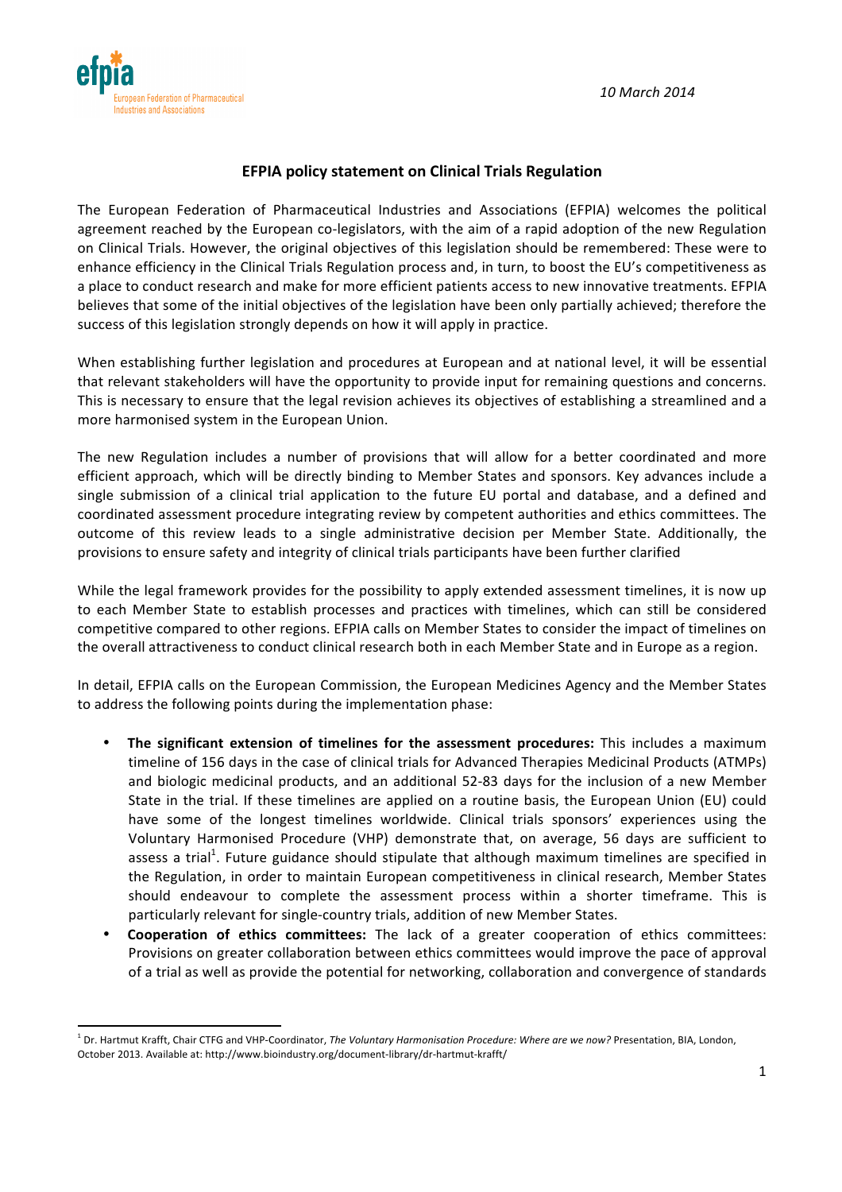efpia
European Federation of Pharmaceutical Industries and Associations

*10 March 2014*

## EFPIA policy statement on Clinical Trials Regulation

The European Federation of Pharmaceutical Industries and Associations (EFPIA) welcomes the political agreement reached by the European co-legislators, with the aim of a rapid adoption of the new Regulation on Clinical Trials. However, the original objectives of this legislation should be remembered: These were to enhance efficiency in the Clinical Trials Regulation process and, in turn, to boost the EU's competitiveness as a place to conduct research and make for more efficient patients access to new innovative treatments. EFPIA believes that some of the initial objectives of the legislation have been only partially achieved; therefore the success of this legislation strongly depends on how it will apply in practice.

When establishing further legislation and procedures at European and at national level, it will be essential that relevant stakeholders will have the opportunity to provide input for remaining questions and concerns. This is necessary to ensure that the legal revision achieves its objectives of establishing a streamlined and a more harmonised system in the European Union.

The new Regulation includes a number of provisions that will allow for a better coordinated and more efficient approach, which will be directly binding to Member States and sponsors. Key advances include a single submission of a clinical trial application to the future EU portal and database, and a defined and coordinated assessment procedure integrating review by competent authorities and ethics committees. The outcome of this review leads to a single administrative decision per Member State. Additionally, the provisions to ensure safety and integrity of clinical trials participants have been further clarified

While the legal framework provides for the possibility to apply extended assessment timelines, it is now up to each Member State to establish processes and practices with timelines, which can still be considered competitive compared to other regions. EFPIA calls on Member States to consider the impact of timelines on the overall attractiveness to conduct clinical research both in each Member State and in Europe as a region.

In detail, EFPIA calls on the European Commission, the European Medicines Agency and the Member States to address the following points during the implementation phase:

- **The significant extension of timelines for the assessment procedures:** This includes a maximum timeline of 156 days in the case of clinical trials for Advanced Therapies Medicinal Products (ATMPs) and biologic medicinal products, and an additional 52-83 days for the inclusion of a new Member State in the trial. If these timelines are applied on a routine basis, the European Union (EU) could have some of the longest timelines worldwide. Clinical trials sponsors' experiences using the Voluntary Harmonised Procedure (VHP) demonstrate that, on average, 56 days are sufficient to assess a trial[1]. Future guidance should stipulate that although maximum timelines are specified in the Regulation, in order to maintain European competitiveness in clinical research, Member States should endeavour to complete the assessment process within a shorter timeframe. This is particularly relevant for single-country trials, addition of new Member States.
- **Cooperation of ethics committees:** The lack of a greater cooperation of ethics committees: Provisions on greater collaboration between ethics committees would improve the pace of approval of a trial as well as provide the potential for networking, collaboration and convergence of standards

[1] Dr. Hartmut Krafft, Chair CTFG and VHP-Coordinator, *The Voluntary Harmonisation Procedure: Where are we now?* Presentation, BIA, London, October 2013. Available at: http://www.bioindustry.org/document-library/dr-hartmut-krafft/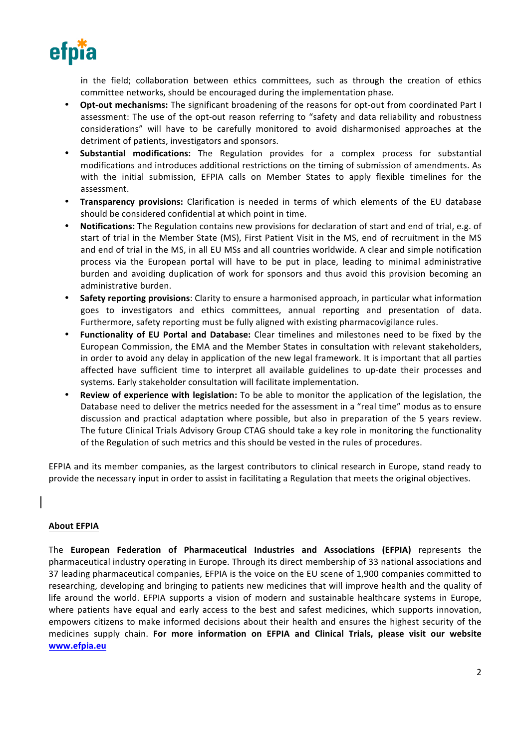in the field; collaboration between ethics committees, such as through the creation of ethics committee networks, should be encouraged during the implementation phase.

- **Opt-out mechanisms:** The significant broadening of the reasons for opt-out from coordinated Part I assessment: The use of the opt-out reason referring to "safety and data reliability and robustness considerations" will have to be carefully monitored to avoid disharmonised approaches at the detriment of patients, investigators and sponsors.
- **Substantial modifications:** The Regulation provides for a complex process for substantial modifications and introduces additional restrictions on the timing of submission of amendments. As with the initial submission, EFPIA calls on Member States to apply flexible timelines for the assessment.
- **Transparency provisions:** Clarification is needed in terms of which elements of the EU database should be considered confidential at which point in time.
- **Notifications:** The Regulation contains new provisions for declaration of start and end of trial, e.g. of start of trial in the Member State (MS), First Patient Visit in the MS, end of recruitment in the MS and end of trial in the MS, in all EU MSs and all countries worldwide. A clear and simple notification process via the European portal will have to be put in place, leading to minimal administrative burden and avoiding duplication of work for sponsors and thus avoid this provision becoming an administrative burden.
- **Safety reporting provisions**: Clarity to ensure a harmonised approach, in particular what information goes to investigators and ethics committees, annual reporting and presentation of data. Furthermore, safety reporting must be fully aligned with existing pharmacovigilance rules.
- **Functionality of EU Portal and Database:** Clear timelines and milestones need to be fixed by the European Commission, the EMA and the Member States in consultation with relevant stakeholders, in order to avoid any delay in application of the new legal framework. It is important that all parties affected have sufficient time to interpret all available guidelines to up-date their processes and systems. Early stakeholder consultation will facilitate implementation.
- **Review of experience with legislation:** To be able to monitor the application of the legislation, the Database need to deliver the metrics needed for the assessment in a "real time" modus as to ensure discussion and practical adaptation where possible, but also in preparation of the 5 years review. The future Clinical Trials Advisory Group CTAG should take a key role in monitoring the functionality of the Regulation of such metrics and this should be vested in the rules of procedures.

EFPIA and its member companies, as the largest contributors to clinical research in Europe, stand ready to provide the necessary input in order to assist in facilitating a Regulation that meets the original objectives.

## About EFPIA

The **European Federation of Pharmaceutical Industries and Associations (EFPIA)** represents the pharmaceutical industry operating in Europe. Through its direct membership of 33 national associations and 37 leading pharmaceutical companies, EFPIA is the voice on the EU scene of 1,900 companies committed to researching, developing and bringing to patients new medicines that will improve health and the quality of life around the world. EFPIA supports a vision of modern and sustainable healthcare systems in Europe, where patients have equal and early access to the best and safest medicines, which supports innovation, empowers citizens to make informed decisions about their health and ensures the highest security of the medicines supply chain. **For more information on EFPIA and Clinical Trials, please visit our website [www.efpia.eu](http://www.efpia.eu)**